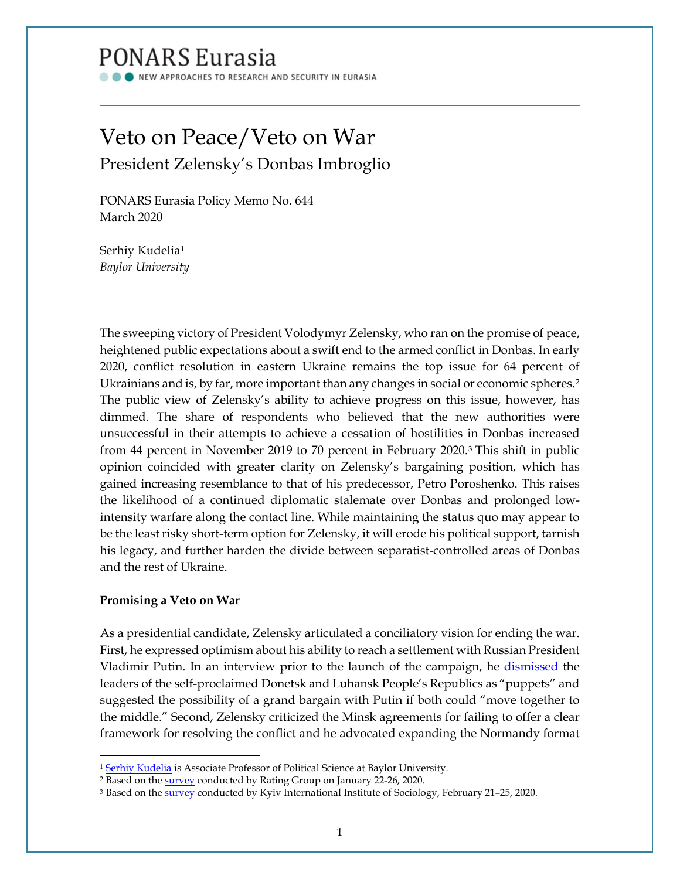PONARS Eurasia

NEW APPROACHES TO RESEARCH AND SECURITY IN EURASIA

# Veto on Peace/Veto on War

## President Zelensky's Donbas Imbroglio

PONARS Eurasia Policy Memo No. 644
March 2020

Serhiy Kudelia[1]
*Baylor University*

The sweeping victory of President Volodymyr Zelensky, who ran on the promise of peace, heightened public expectations about a swift end to the armed conflict in Donbas. In early 2020, conflict resolution in eastern Ukraine remains the top issue for 64 percent of Ukrainians and is, by far, more important than any changes in social or economic spheres.[2] The public view of Zelensky's ability to achieve progress on this issue, however, has dimmed. The share of respondents who believed that the new authorities were unsuccessful in their attempts to achieve a cessation of hostilities in Donbas increased from 44 percent in November 2019 to 70 percent in February 2020.[3] This shift in public opinion coincided with greater clarity on Zelensky's bargaining position, which has gained increasing resemblance to that of his predecessor, Petro Poroshenko. This raises the likelihood of a continued diplomatic stalemate over Donbas and prolonged low-intensity warfare along the contact line. While maintaining the status quo may appear to be the least risky short-term option for Zelensky, it will erode his political support, tarnish his legacy, and further harden the divide between separatist-controlled areas of Donbas and the rest of Ukraine.

**Promising a Veto on War**

As a presidential candidate, Zelensky articulated a conciliatory vision for ending the war. First, he expressed optimism about his ability to reach a settlement with Russian President Vladimir Putin. In an interview prior to the launch of the campaign, he dismissed the leaders of the self-proclaimed Donetsk and Luhansk People's Republics as "puppets" and suggested the possibility of a grand bargain with Putin if both could "move together to the middle." Second, Zelensky criticized the Minsk agreements for failing to offer a clear framework for resolving the conflict and he advocated expanding the Normandy format

---

[1] Serhiy Kudelia is Associate Professor of Political Science at Baylor University.
[2] Based on the survey conducted by Rating Group on January 22-26, 2020.
[3] Based on the survey conducted by Kyiv International Institute of Sociology, February 21–25, 2020.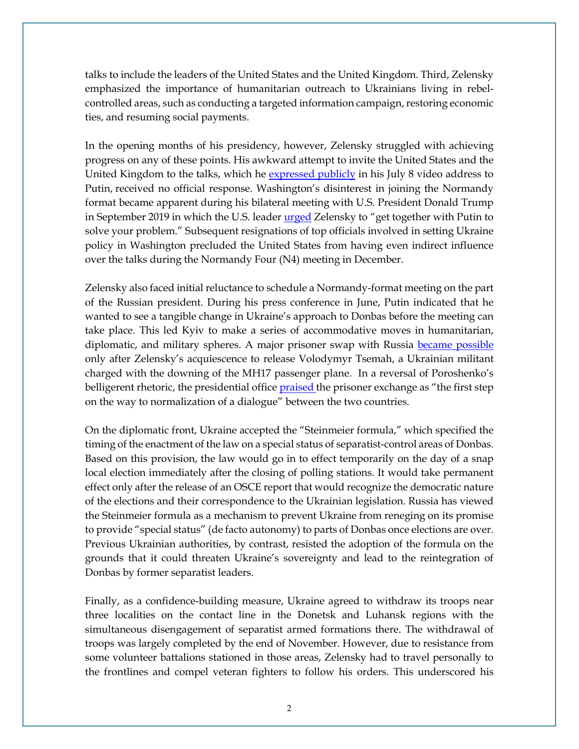talks to include the leaders of the United States and the United Kingdom. Third, Zelensky emphasized the importance of humanitarian outreach to Ukrainians living in rebel-controlled areas, such as conducting a targeted information campaign, restoring economic ties, and resuming social payments.

In the opening months of his presidency, however, Zelensky struggled with achieving progress on any of these points. His awkward attempt to invite the United States and the United Kingdom to the talks, which he expressed publicly in his July 8 video address to Putin, received no official response. Washington's disinterest in joining the Normandy format became apparent during his bilateral meeting with U.S. President Donald Trump in September 2019 in which the U.S. leader urged Zelensky to "get together with Putin to solve your problem." Subsequent resignations of top officials involved in setting Ukraine policy in Washington precluded the United States from having even indirect influence over the talks during the Normandy Four (N4) meeting in December.

Zelensky also faced initial reluctance to schedule a Normandy-format meeting on the part of the Russian president. During his press conference in June, Putin indicated that he wanted to see a tangible change in Ukraine's approach to Donbas before the meeting can take place. This led Kyiv to make a series of accommodative moves in humanitarian, diplomatic, and military spheres. A major prisoner swap with Russia became possible only after Zelensky's acquiescence to release Volodymyr Tsemah, a Ukrainian militant charged with the downing of the MH17 passenger plane. In a reversal of Poroshenko's belligerent rhetoric, the presidential office praised the prisoner exchange as "the first step on the way to normalization of a dialogue" between the two countries.

On the diplomatic front, Ukraine accepted the "Steinmeier formula," which specified the timing of the enactment of the law on a special status of separatist-control areas of Donbas. Based on this provision, the law would go in to effect temporarily on the day of a snap local election immediately after the closing of polling stations. It would take permanent effect only after the release of an OSCE report that would recognize the democratic nature of the elections and their correspondence to the Ukrainian legislation. Russia has viewed the Steinmeier formula as a mechanism to prevent Ukraine from reneging on its promise to provide "special status" (de facto autonomy) to parts of Donbas once elections are over. Previous Ukrainian authorities, by contrast, resisted the adoption of the formula on the grounds that it could threaten Ukraine's sovereignty and lead to the reintegration of Donbas by former separatist leaders.

Finally, as a confidence-building measure, Ukraine agreed to withdraw its troops near three localities on the contact line in the Donetsk and Luhansk regions with the simultaneous disengagement of separatist armed formations there. The withdrawal of troops was largely completed by the end of November. However, due to resistance from some volunteer battalions stationed in those areas, Zelensky had to travel personally to the frontlines and compel veteran fighters to follow his orders. This underscored his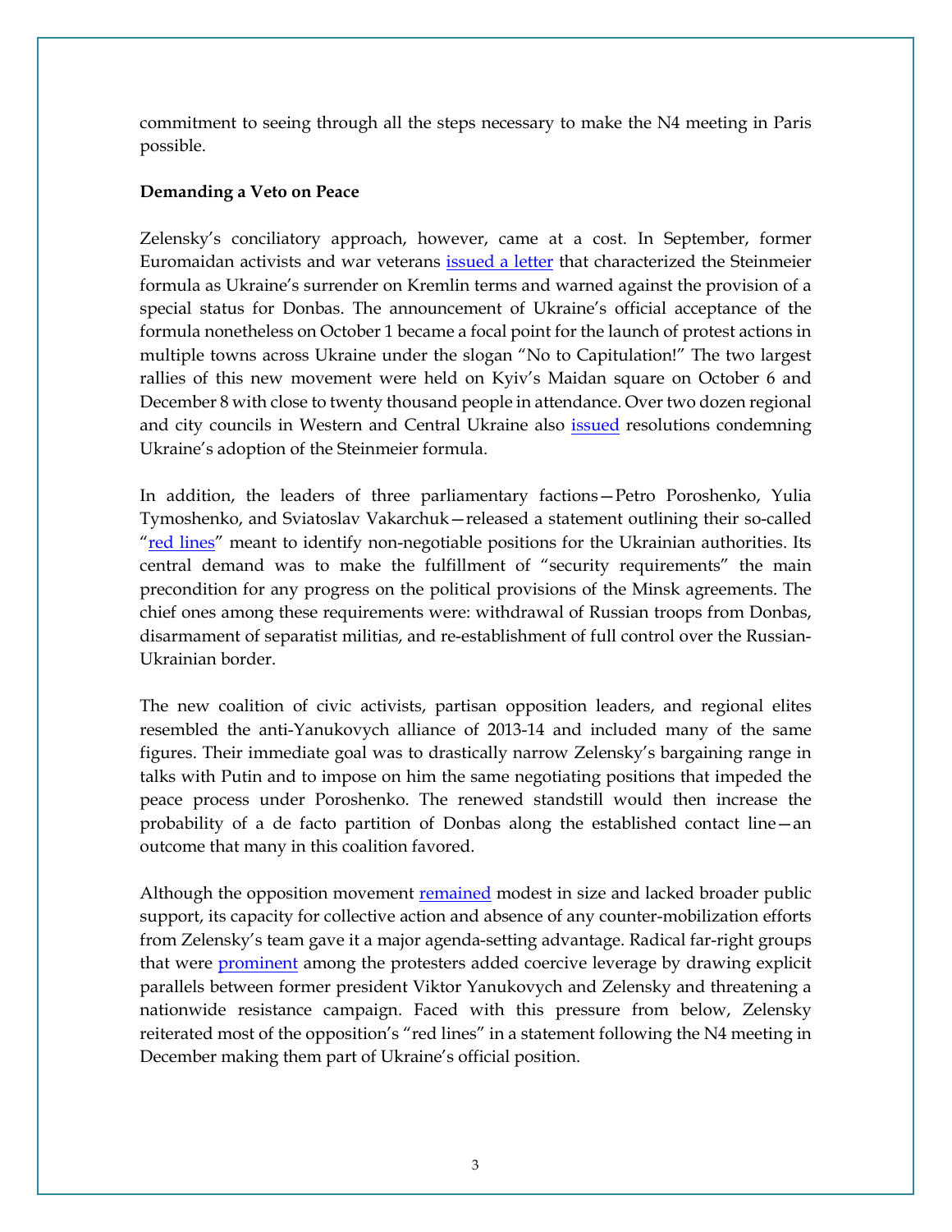commitment to seeing through all the steps necessary to make the N4 meeting in Paris possible.

**Demanding a Veto on Peace**

Zelensky's conciliatory approach, however, came at a cost. In September, former Euromaidan activists and war veterans issued a letter that characterized the Steinmeier formula as Ukraine's surrender on Kremlin terms and warned against the provision of a special status for Donbas. The announcement of Ukraine's official acceptance of the formula nonetheless on October 1 became a focal point for the launch of protest actions in multiple towns across Ukraine under the slogan "No to Capitulation!" The two largest rallies of this new movement were held on Kyiv's Maidan square on October 6 and December 8 with close to twenty thousand people in attendance. Over two dozen regional and city councils in Western and Central Ukraine also issued resolutions condemning Ukraine's adoption of the Steinmeier formula.

In addition, the leaders of three parliamentary factions—Petro Poroshenko, Yulia Tymoshenko, and Sviatoslav Vakarchuk—released a statement outlining their so-called "red lines" meant to identify non-negotiable positions for the Ukrainian authorities. Its central demand was to make the fulfillment of "security requirements" the main precondition for any progress on the political provisions of the Minsk agreements. The chief ones among these requirements were: withdrawal of Russian troops from Donbas, disarmament of separatist militias, and re-establishment of full control over the Russian-Ukrainian border.

The new coalition of civic activists, partisan opposition leaders, and regional elites resembled the anti-Yanukovych alliance of 2013-14 and included many of the same figures. Their immediate goal was to drastically narrow Zelensky's bargaining range in talks with Putin and to impose on him the same negotiating positions that impeded the peace process under Poroshenko. The renewed standstill would then increase the probability of a de facto partition of Donbas along the established contact line—an outcome that many in this coalition favored.

Although the opposition movement remained modest in size and lacked broader public support, its capacity for collective action and absence of any counter-mobilization efforts from Zelensky's team gave it a major agenda-setting advantage. Radical far-right groups that were prominent among the protesters added coercive leverage by drawing explicit parallels between former president Viktor Yanukovych and Zelensky and threatening a nationwide resistance campaign. Faced with this pressure from below, Zelensky reiterated most of the opposition's "red lines" in a statement following the N4 meeting in December making them part of Ukraine's official position.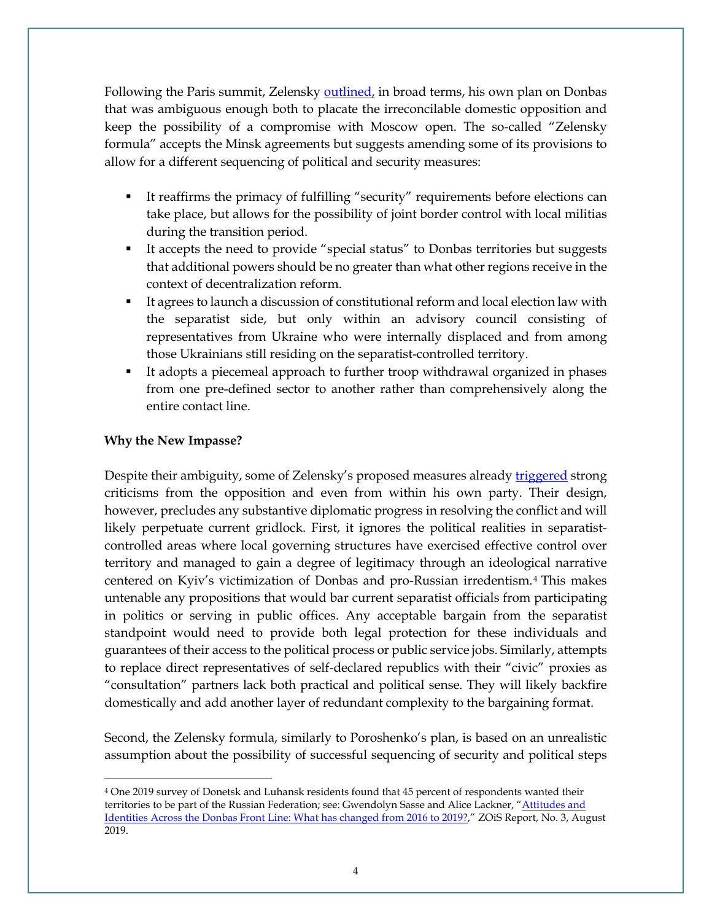Following the Paris summit, Zelensky outlined, in broad terms, his own plan on Donbas that was ambiguous enough both to placate the irreconcilable domestic opposition and keep the possibility of a compromise with Moscow open. The so-called "Zelensky formula" accepts the Minsk agreements but suggests amending some of its provisions to allow for a different sequencing of political and security measures:

- It reaffirms the primacy of fulfilling "security" requirements before elections can take place, but allows for the possibility of joint border control with local militias during the transition period.
- It accepts the need to provide "special status" to Donbas territories but suggests that additional powers should be no greater than what other regions receive in the context of decentralization reform.
- It agrees to launch a discussion of constitutional reform and local election law with the separatist side, but only within an advisory council consisting of representatives from Ukraine who were internally displaced and from among those Ukrainians still residing on the separatist-controlled territory.
- It adopts a piecemeal approach to further troop withdrawal organized in phases from one pre-defined sector to another rather than comprehensively along the entire contact line.

**Why the New Impasse?**

Despite their ambiguity, some of Zelensky's proposed measures already triggered strong criticisms from the opposition and even from within his own party. Their design, however, precludes any substantive diplomatic progress in resolving the conflict and will likely perpetuate current gridlock. First, it ignores the political realities in separatist-controlled areas where local governing structures have exercised effective control over territory and managed to gain a degree of legitimacy through an ideological narrative centered on Kyiv's victimization of Donbas and pro-Russian irredentism.[4] This makes untenable any propositions that would bar current separatist officials from participating in politics or serving in public offices. Any acceptable bargain from the separatist standpoint would need to provide both legal protection for these individuals and guarantees of their access to the political process or public service jobs. Similarly, attempts to replace direct representatives of self-declared republics with their "civic" proxies as "consultation" partners lack both practical and political sense. They will likely backfire domestically and add another layer of redundant complexity to the bargaining format.

Second, the Zelensky formula, similarly to Poroshenko's plan, is based on an unrealistic assumption about the possibility of successful sequencing of security and political steps

[4] One 2019 survey of Donetsk and Luhansk residents found that 45 percent of respondents wanted their territories to be part of the Russian Federation; see: Gwendolyn Sasse and Alice Lackner, "Attitudes and Identities Across the Donbas Front Line: What has changed from 2016 to 2019?," ZOiS Report, No. 3, August 2019.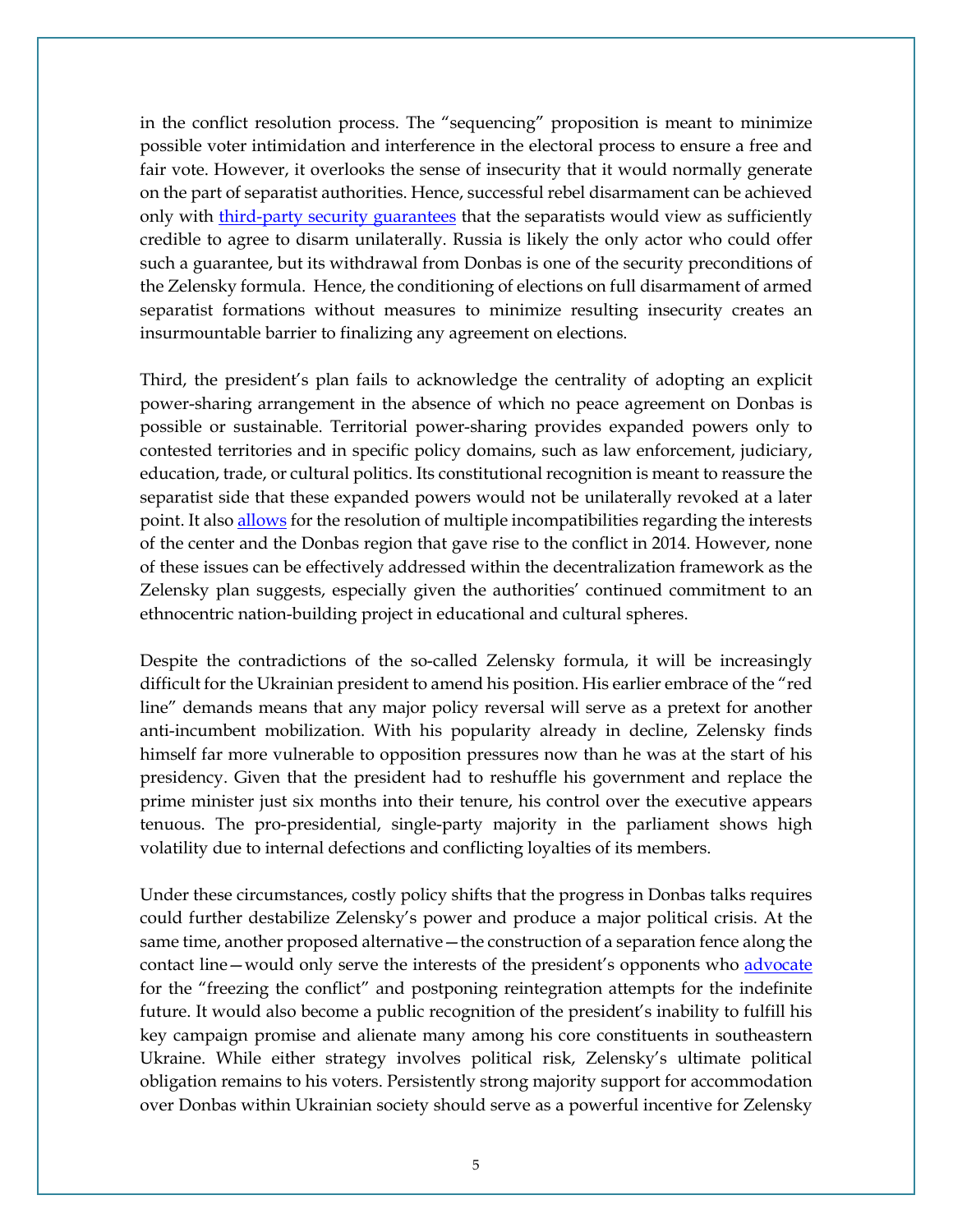in the conflict resolution process. The "sequencing" proposition is meant to minimize possible voter intimidation and interference in the electoral process to ensure a free and fair vote. However, it overlooks the sense of insecurity that it would normally generate on the part of separatist authorities. Hence, successful rebel disarmament can be achieved only with third-party security guarantees that the separatists would view as sufficiently credible to agree to disarm unilaterally. Russia is likely the only actor who could offer such a guarantee, but its withdrawal from Donbas is one of the security preconditions of the Zelensky formula. Hence, the conditioning of elections on full disarmament of armed separatist formations without measures to minimize resulting insecurity creates an insurmountable barrier to finalizing any agreement on elections.

Third, the president's plan fails to acknowledge the centrality of adopting an explicit power-sharing arrangement in the absence of which no peace agreement on Donbas is possible or sustainable. Territorial power-sharing provides expanded powers only to contested territories and in specific policy domains, such as law enforcement, judiciary, education, trade, or cultural politics. Its constitutional recognition is meant to reassure the separatist side that these expanded powers would not be unilaterally revoked at a later point. It also allows for the resolution of multiple incompatibilities regarding the interests of the center and the Donbas region that gave rise to the conflict in 2014. However, none of these issues can be effectively addressed within the decentralization framework as the Zelensky plan suggests, especially given the authorities' continued commitment to an ethnocentric nation-building project in educational and cultural spheres.

Despite the contradictions of the so-called Zelensky formula, it will be increasingly difficult for the Ukrainian president to amend his position. His earlier embrace of the "red line" demands means that any major policy reversal will serve as a pretext for another anti-incumbent mobilization. With his popularity already in decline, Zelensky finds himself far more vulnerable to opposition pressures now than he was at the start of his presidency. Given that the president had to reshuffle his government and replace the prime minister just six months into their tenure, his control over the executive appears tenuous. The pro-presidential, single-party majority in the parliament shows high volatility due to internal defections and conflicting loyalties of its members.

Under these circumstances, costly policy shifts that the progress in Donbas talks requires could further destabilize Zelensky's power and produce a major political crisis. At the same time, another proposed alternative—the construction of a separation fence along the contact line—would only serve the interests of the president's opponents who advocate for the "freezing the conflict" and postponing reintegration attempts for the indefinite future. It would also become a public recognition of the president's inability to fulfill his key campaign promise and alienate many among his core constituents in southeastern Ukraine. While either strategy involves political risk, Zelensky's ultimate political obligation remains to his voters. Persistently strong majority support for accommodation over Donbas within Ukrainian society should serve as a powerful incentive for Zelensky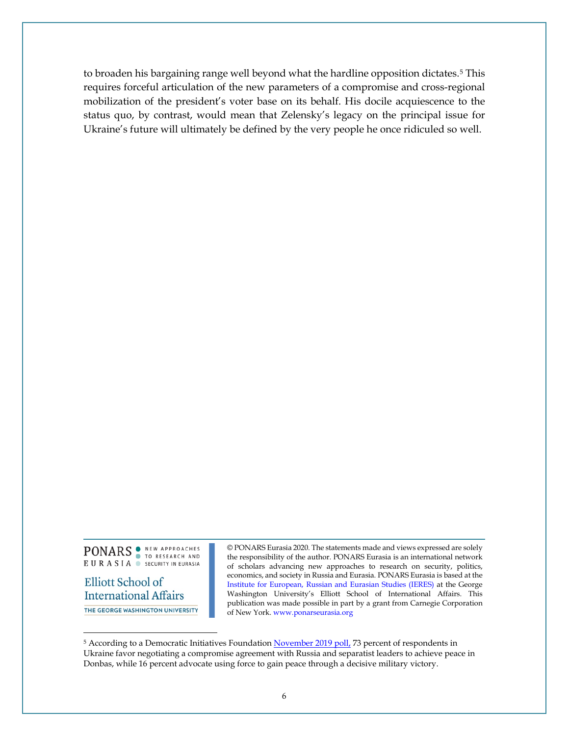to broaden his bargaining range well beyond what the hardline opposition dictates.[5] This requires forceful articulation of the new parameters of a compromise and cross-regional mobilization of the president's voter base on its behalf. His docile acquiescence to the status quo, by contrast, would mean that Zelensky's legacy on the principal issue for Ukraine's future will ultimately be defined by the very people he once ridiculed so well.

PONARS EURASIA • NEW APPROACHES TO RESEARCH AND SECURITY IN EURASIA

Elliott School of International Affairs

THE GEORGE WASHINGTON UNIVERSITY

© PONARS Eurasia 2020. The statements made and views expressed are solely the responsibility of the author. PONARS Eurasia is an international network of scholars advancing new approaches to research on security, politics, economics, and society in Russia and Eurasia. PONARS Eurasia is based at the Institute for European, Russian and Eurasian Studies (IERES) at the George Washington University's Elliott School of International Affairs. This publication was made possible in part by a grant from Carnegie Corporation of New York. www.ponarseurasia.org

[5] According to a Democratic Initiatives Foundation November 2019 poll, 73 percent of respondents in Ukraine favor negotiating a compromise agreement with Russia and separatist leaders to achieve peace in Donbas, while 16 percent advocate using force to gain peace through a decisive military victory.